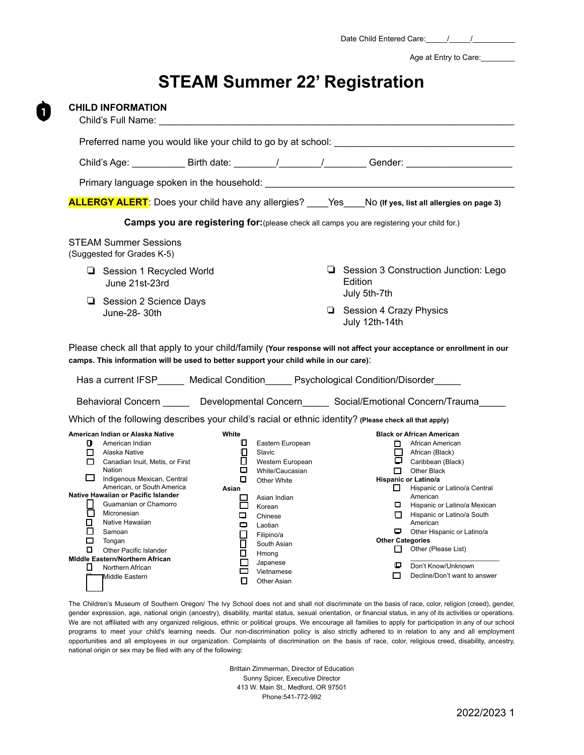Date Child Entered Care:_____/_____/__________

Age at Entry to Care:________

# STEAM Summer 22' Registration

## CHILD INFORMATION

Child's Full Name: ___________________________________________________________________

Preferred name you would like your child to go by at school: __________________________________

Child's Age: __________ Birth date: ________/________/________ Gender: ____________________

Primary language spoken in the household: ______________________________________________

**ALLERGY ALERT**: Does your child have any allergies? ____Yes____No **(If yes, list all allergies on page 3)**

**Camps you are registering for:**(please check all camps you are registering your child for.)

STEAM Summer Sessions
(Suggested for Grades K-5)

- ☐ Session 1 Recycled World
  June 21st-23rd
- ☐ Session 2 Science Days
  June-28- 30th
- ☐ Session 3 Construction Junction: Lego Edition
  July 5th-7th
- ☐ Session 4 Crazy Physics
  July 12th-14th

Please check all that apply to your child/family **(Your response will not affect your acceptance or enrollment in our camps. This information will be used to better support your child while in our care)**:

Has a current IFSP_____ Medical Condition_____ Psychological Condition/Disorder_____

Behavioral Concern _____ Developmental Concern_____ Social/Emotional Concern/Trauma_____

Which of the following describes your child's racial or ethnic identity? **(Please check all that apply)**

**American Indian or Alaska Native**
- ☐ American Indian
- ☐ Alaska Native
- ☐ Canadian Inuit, Metis, or First Nation
- ☐ Indigenous Mexican, Central American, or South America

**Native Hawaiian or Pacific Islander**
- ☐ Guamanian or Chamorro
- ☐ Micronesian
- ☐ Native Hawaiian
- ☐ Samoan
- ☐ Tongan
- ☐ Other Pacific Islander

**MIddle Eastern/Northern African**
- ☐ Northern African
- ☐ Middle Eastern

**White**
- ☐ Eastern European
- ☐ Slavic
- ☐ Western European
- ☐ White/Caucasian
- ☐ Other White

**Asian**
- ☐ Asian Indian
- ☐ Korean
- ☐ Chinese
- ☐ Laotian
- ☐ Filipino/a
- ☐ South Asian
- ☐ Hmong
- ☐ Japanese
- ☐ Vietnamese
- ☐ Other Asian

**Black or African American**
- ☐ African American
- ☐ African (Black)
- ☐ Caribbean (Black)
- ☐ Other Black

**Hispanic or Latino/a**
- ☐ Hispanic or Latino/a Central American
- ☐ Hispanic or Latino/a Mexican
- ☐ Hispanic or Latino/a South American
- ☐ Other Hispanic or Latino/a

**Other Categories**
- ☐ Other (Please List)
  ______________________
- ☐ Don't Know/Unknown
- ☐ Decline/Don't want to answer

The Children's Museum of Southern Oregon/ The Ivy School does not and shall not discriminate on the basis of race, color, religion (creed), gender, gender expression, age, national origin (ancestry), disability, marital status, sexual orientation, or financial status, in any of its activities or operations. We are not affiliated with any organized religious, ethnic or political groups. We encourage all families to apply for participation in any of our school programs to meet your child's learning needs. Our non-discrimination policy is also strictly adhered to in relation to any and all employment opportunities and all employees in our organization. Complaints of discrimination on the basis of race, color, religious creed, disability, ancestry, national origin or sex may be filed with any of the following:

Brittain Zimmerman, Director of Education
Sunny Spicer, Executive Director
413 W. Main St., Medford, OR 97501
Phone:541-772-992

2022/2023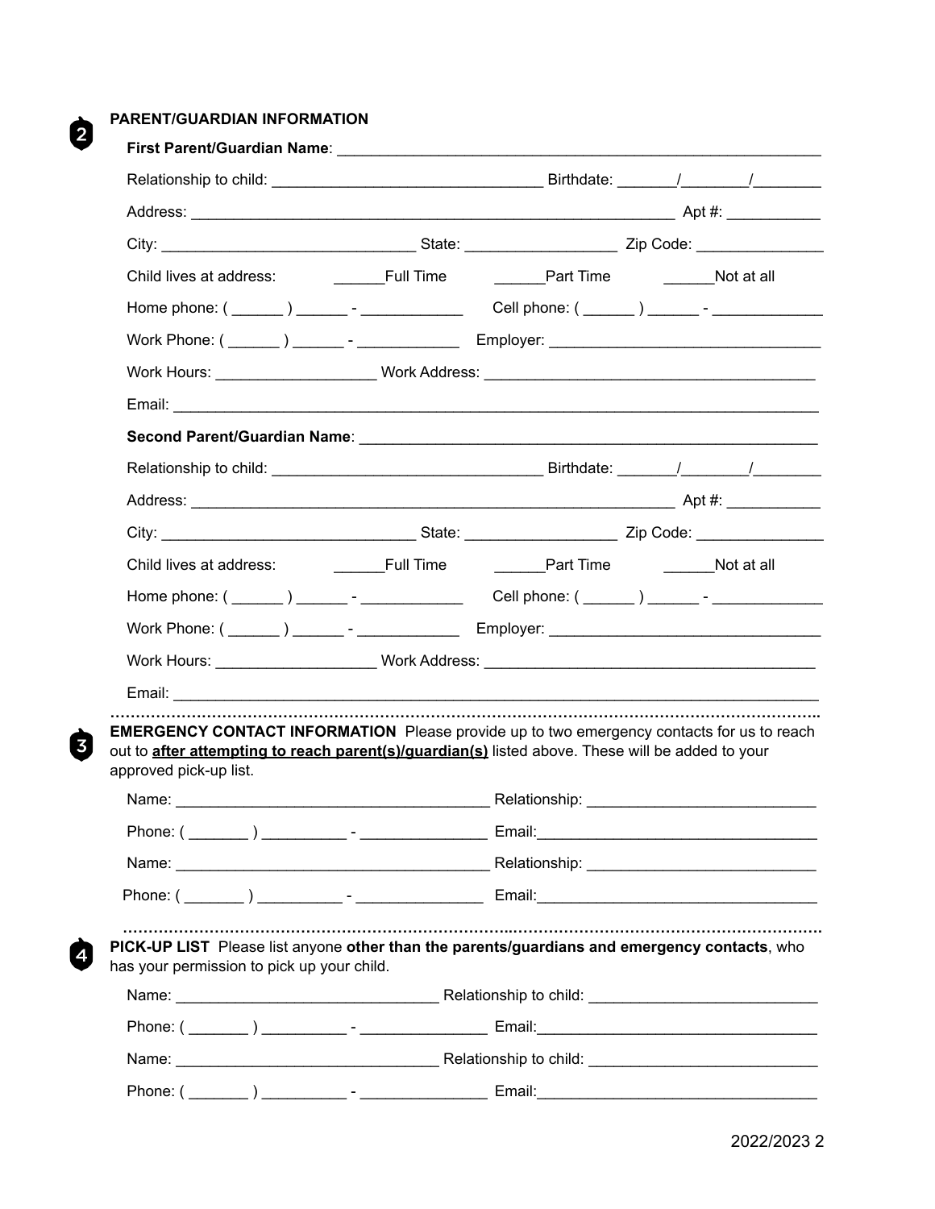## 2 PARENT/GUARDIAN INFORMATION

**First Parent/Guardian Name**: ___________________________________________________________

Relationship to child: ________________________________ Birthdate: _______/________/________

Address: __________________________________________________________ Apt #: ___________

City: ______________________________ State: __________________ Zip Code: _______________

Child lives at address: ______Full Time ______Part Time ______Not at all

Home phone: ( ______ ) ______ - ____________ Cell phone: ( ______ ) ______ - _____________

Work Phone: ( ______ ) ______ - ____________ Employer: ________________________________

Work Hours: ___________________ Work Address: ________________________________________

Email: ____________________________________________________________________________

**Second Parent/Guardian Name**: _______________________________________________________

Relationship to child: ________________________________ Birthdate: _______/________/________

Address: __________________________________________________________ Apt #: ___________

City: ______________________________ State: __________________ Zip Code: _______________

Child lives at address: ______Full Time ______Part Time ______Not at all

Home phone: ( ______ ) ______ - ____________ Cell phone: ( ______ ) ______ - _____________

Work Phone: ( ______ ) ______ - ____________ Employer: ________________________________

Work Hours: ___________________ Work Address: ________________________________________

Email: ____________________________________________________________________________

## 3 EMERGENCY CONTACT INFORMATION

Please provide up to two emergency contacts for us to reach out to **after attempting to reach parent(s)/guardian(s)** listed above. These will be added to your approved pick-up list.

Name: _____________________________________ Relationship: ___________________________

Phone: ( _______ ) __________ - _______________ Email:_________________________________

Name: _____________________________________ Relationship: ___________________________

Phone: ( _______ ) __________ - _______________ Email:_________________________________

## 4 PICK-UP LIST

Please list anyone **other than the parents/guardians and emergency contacts**, who has your permission to pick up your child.

Name: _______________________________ Relationship to child: ___________________________

Phone: ( _______ ) __________ - _______________ Email:_________________________________

Name: _______________________________ Relationship to child: ___________________________

Phone: ( _______ ) __________ - _______________ Email:_________________________________

2022/2023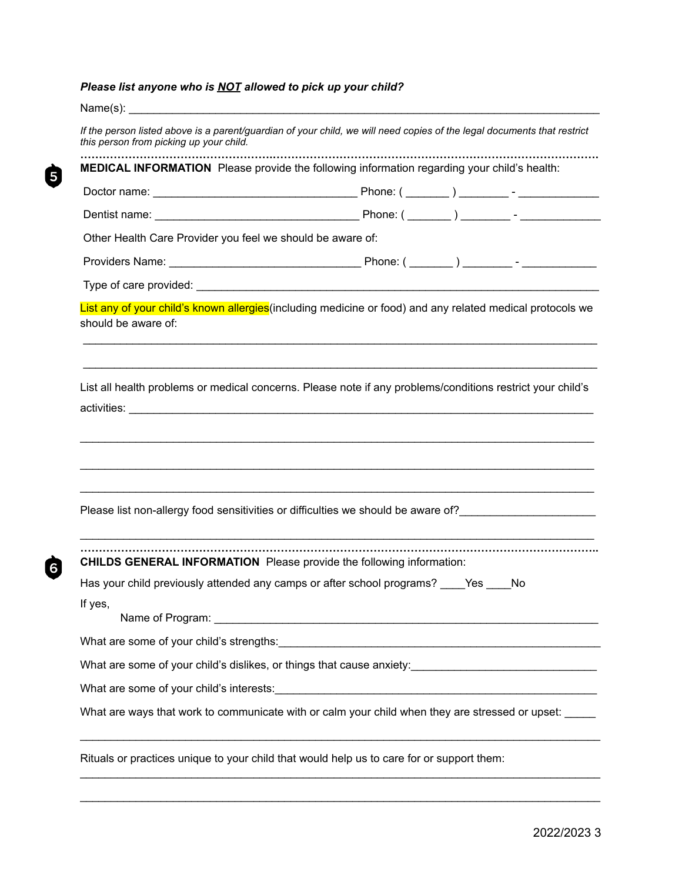***Please list anyone who is NOT allowed to pick up your child?***

Name(s): ___________________________________________________________________________

*If the person listed above is a parent/guardian of your child, we will need copies of the legal documents that restrict this person from picking up your child.*

5

**MEDICAL INFORMATION** Please provide the following information regarding your child's health:

Doctor name: ________________________________ Phone: ( _______ ) ________ - _____________

Dentist name: ________________________________ Phone: ( _______ ) ________ - _____________

Other Health Care Provider you feel we should be aware of:

Providers Name: ______________________________ Phone: ( _______ ) ________ - ____________

Type of care provided: ___________________________________________________________________

List any of your child's known allergies(including medicine or food) and any related medical protocols we should be aware of:

___________________________________________________________________________________

___________________________________________________________________________________

List all health problems or medical concerns. Please note if any problems/conditions restrict your child's activities: ____________________________________________________________________________

___________________________________________________________________________________

___________________________________________________________________________________

___________________________________________________________________________________

Please list non-allergy food sensitivities or difficulties we should be aware of?______________________

___________________________________________________________________________________

6

**CHILDS GENERAL INFORMATION** Please provide the following information:

Has your child previously attended any camps or after school programs? ____Yes ____No

If yes,

Name of Program: ______________________________________________________________

What are some of your child's strengths:____________________________________________________

What are some of your child's dislikes, or things that cause anxiety:_____________________________

What are some of your child's interests:_____________________________________________________

What are ways that work to communicate with or calm your child when they are stressed or upset: _____

___________________________________________________________________________________

Rituals or practices unique to your child that would help us to care for or support them:

___________________________________________________________________________________

___________________________________________________________________________________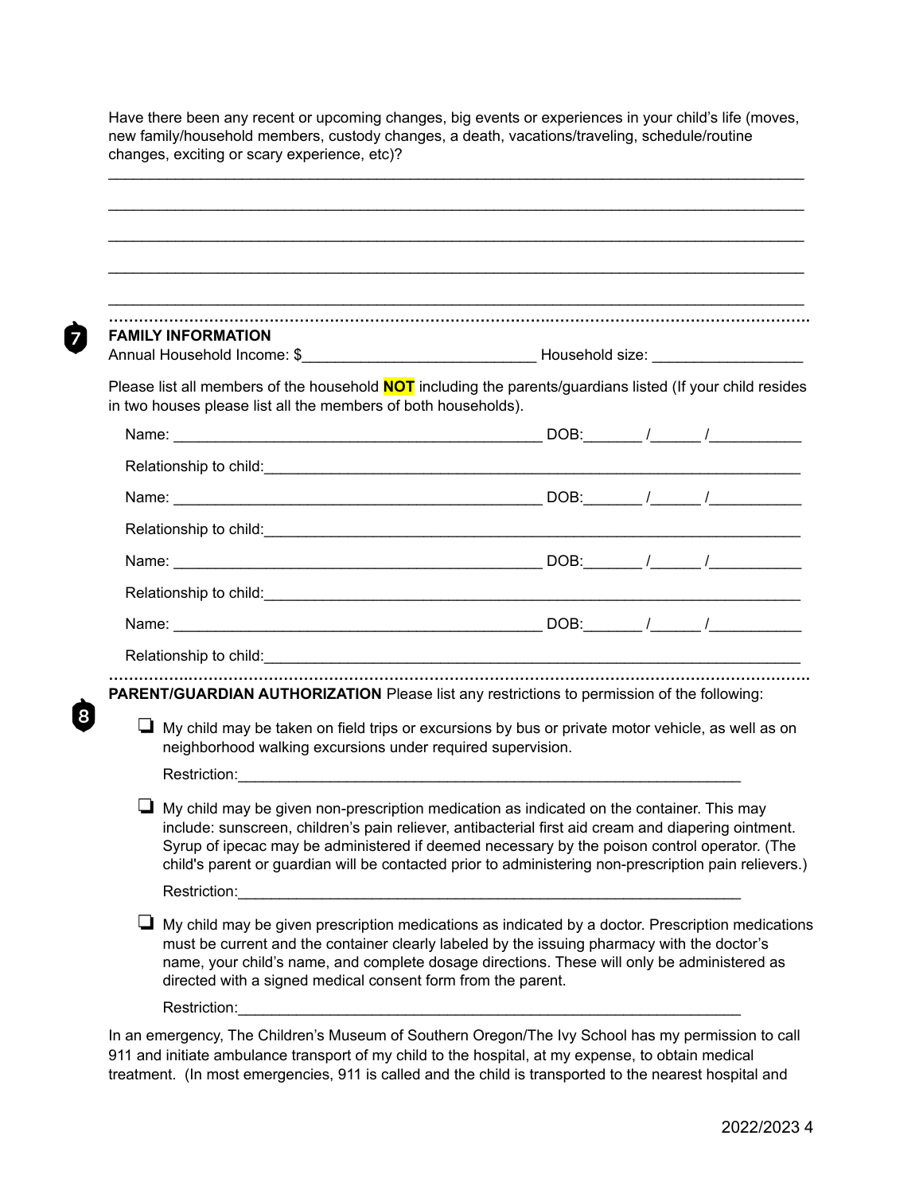Have there been any recent or upcoming changes, big events or experiences in your child's life (moves, new family/household members, custody changes, a death, vacations/traveling, schedule/routine changes, exciting or scary experience, etc)?

_______________________________________________________________________________

_______________________________________________________________________________

_______________________________________________________________________________

_______________________________________________________________________________

_______________________________________________________________________________

7

**FAMILY INFORMATION**

Annual Household Income: $____________________________ Household size: _________________

Please list all members of the household **NOT** including the parents/guardians listed (If your child resides in two houses please list all the members of both households).

Name: _____________________________________________ DOB:_______ /______ /___________

Relationship to child:_________________________________________________________________

Name: _____________________________________________ DOB:_______ /______ /___________

Relationship to child:_________________________________________________________________

Name: _____________________________________________ DOB:_______ /______ /___________

Relationship to child:_________________________________________________________________

Name: _____________________________________________ DOB:_______ /______ /___________

Relationship to child:_________________________________________________________________

8

**PARENT/GUARDIAN AUTHORIZATION** Please list any restrictions to permission of the following:

- ❏ My child may be taken on field trips or excursions by bus or private motor vehicle, as well as on neighborhood walking excursions under required supervision.

  Restriction:_____________________________________________________________

- ❏ My child may be given non-prescription medication as indicated on the container. This may include: sunscreen, children's pain reliever, antibacterial first aid cream and diapering ointment. Syrup of ipecac may be administered if deemed necessary by the poison control operator. (The child's parent or guardian will be contacted prior to administering non-prescription pain relievers.)

  Restriction:_____________________________________________________________

- ❏ My child may be given prescription medications as indicated by a doctor. Prescription medications must be current and the container clearly labeled by the issuing pharmacy with the doctor's name, your child's name, and complete dosage directions. These will only be administered as directed with a signed medical consent form from the parent.

  Restriction:_____________________________________________________________

In an emergency, The Children's Museum of Southern Oregon/The Ivy School has my permission to call 911 and initiate ambulance transport of my child to the hospital, at my expense, to obtain medical treatment. (In most emergencies, 911 is called and the child is transported to the nearest hospital and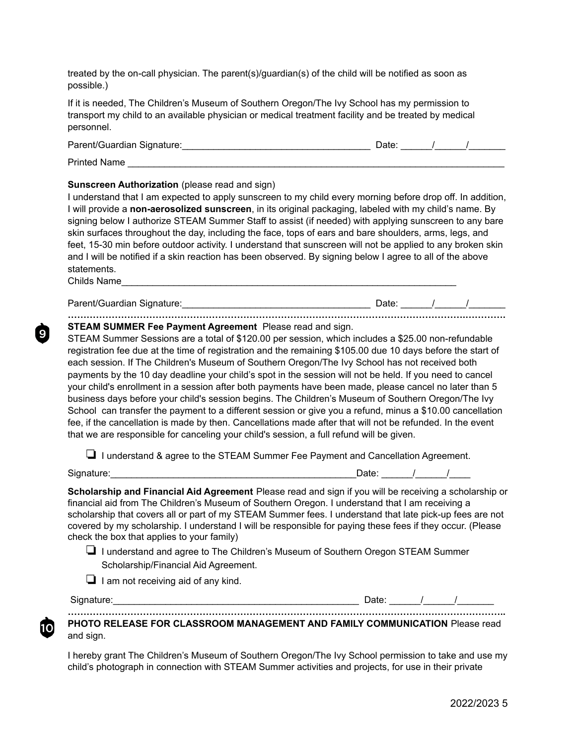treated by the on-call physician. The parent(s)/guardian(s) of the child will be notified as soon as possible.)

If it is needed, The Children's Museum of Southern Oregon/The Ivy School has my permission to transport my child to an available physician or medical treatment facility and be treated by medical personnel.

Parent/Guardian Signature:____________________________________ Date: ______/______/_______

Printed Name ________________________________________________________________________

**Sunscreen Authorization** (please read and sign)
I understand that I am expected to apply sunscreen to my child every morning before drop off. In addition, I will provide a **non-aerosolized sunscreen**, in its original packaging, labeled with my child's name. By signing below I authorize STEAM Summer Staff to assist (if needed) with applying sunscreen to any bare skin surfaces throughout the day, including the face, tops of ears and bare shoulders, arms, legs, and feet, 15-30 min before outdoor activity. I understand that sunscreen will not be applied to any broken skin and I will be notified if a skin reaction has been observed. By signing below I agree to all of the above statements.
Childs Name_________________________________________________________________

Parent/Guardian Signature:____________________________________ Date: ______/______/_______

9

**STEAM SUMMER Fee Payment Agreement** Please read and sign.
STEAM Summer Sessions are a total of $120.00 per session, which includes a $25.00 non-refundable registration fee due at the time of registration and the remaining $105.00 due 10 days before the start of each session. If The Children's Museum of Southern Oregon/The Ivy School has not received both payments by the 10 day deadline your child's spot in the session will not be held. If you need to cancel your child's enrollment in a session after both payments have been made, please cancel no later than 5 business days before your child's session begins. The Children's Museum of Southern Oregon/The Ivy School can transfer the payment to a different session or give you a refund, minus a $10.00 cancellation fee, if the cancellation is made by then. Cancellations made after that will not be refunded. In the event that we are responsible for canceling your child's session, a full refund will be given.

- ❑ I understand & agree to the STEAM Summer Fee Payment and Cancellation Agreement.

Signature:______________________________________________Date: ______/______/____

**Scholarship and Financial Aid Agreement** Please read and sign if you will be receiving a scholarship or financial aid from The Children's Museum of Southern Oregon. I understand that I am receiving a scholarship that covers all or part of my STEAM Summer fees. I understand that late pick-up fees are not covered by my scholarship. I understand I will be responsible for paying these fees if they occur. (Please check the box that applies to your family)

- ❑ I understand and agree to The Children's Museum of Southern Oregon STEAM Summer Scholarship/Financial Aid Agreement.
- ❑ I am not receiving aid of any kind.

Signature:______________________________________________ Date: ______/______/_______

10

**PHOTO RELEASE FOR CLASSROOM MANAGEMENT AND FAMILY COMMUNICATION** Please read and sign.

I hereby grant The Children's Museum of Southern Oregon/The Ivy School permission to take and use my child's photograph in connection with STEAM Summer activities and projects, for use in their private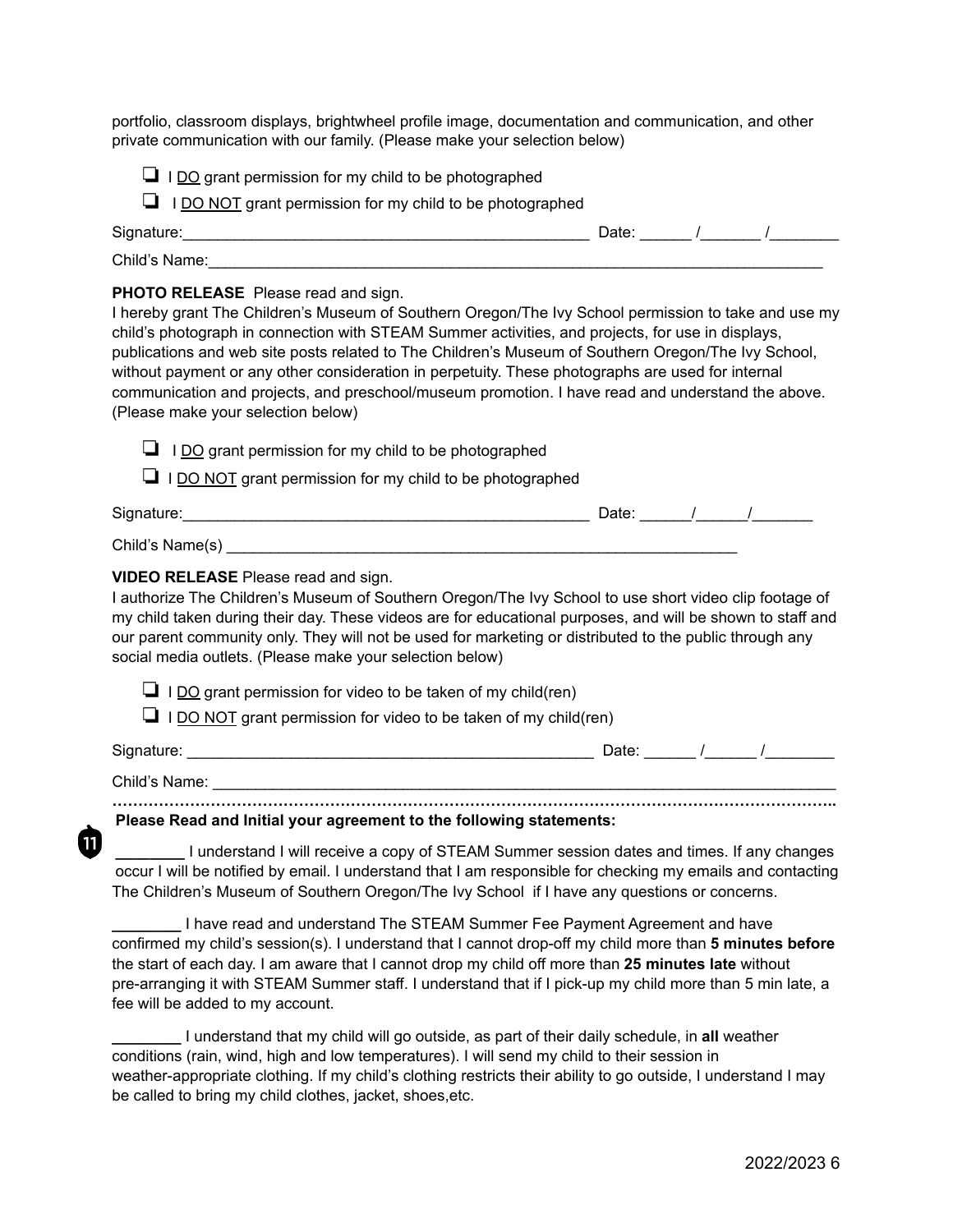portfolio, classroom displays, brightwheel profile image, documentation and communication, and other private communication with our family. (Please make your selection below)

- ❑ I DO grant permission for my child to be photographed
- ❑ I DO NOT grant permission for my child to be photographed

Signature:_______________________________________________ Date: ______ /_______ /________

Child's Name:__________________________________________________________________________

**PHOTO RELEASE** Please read and sign.
I hereby grant The Children's Museum of Southern Oregon/The Ivy School permission to take and use my child's photograph in connection with STEAM Summer activities, and projects, for use in displays, publications and web site posts related to The Children's Museum of Southern Oregon/The Ivy School, without payment or any other consideration in perpetuity. These photographs are used for internal communication and projects, and preschool/museum promotion. I have read and understand the above. (Please make your selection below)

- ❑ I DO grant permission for my child to be photographed
- ❑ I DO NOT grant permission for my child to be photographed

Signature:_______________________________________________ Date: ______/______/_______

Child's Name(s) ____________________________________________________________

**VIDEO RELEASE** Please read and sign.
I authorize The Children's Museum of Southern Oregon/The Ivy School to use short video clip footage of my child taken during their day. These videos are for educational purposes, and will be shown to staff and our parent community only. They will not be used for marketing or distributed to the public through any social media outlets. (Please make your selection below)

- ❑ I DO grant permission for video to be taken of my child(ren)
- ❑ I DO NOT grant permission for video to be taken of my child(ren)

Signature: _______________________________________________ Date: ______ /______ /________

Child's Name: _________________________________________________________________________

……………………………………………………………………………………………………………………………..

**Please Read and Initial your agreement to the following statements:**

________ I understand I will receive a copy of STEAM Summer session dates and times. If any changes occur I will be notified by email. I understand that I am responsible for checking my emails and contacting The Children's Museum of Southern Oregon/The Ivy School if I have any questions or concerns.

________ I have read and understand The STEAM Summer Fee Payment Agreement and have confirmed my child's session(s). I understand that I cannot drop-off my child more than **5 minutes before** the start of each day. I am aware that I cannot drop my child off more than **25 minutes late** without pre-arranging it with STEAM Summer staff. I understand that if I pick-up my child more than 5 min late, a fee will be added to my account.

________ I understand that my child will go outside, as part of their daily schedule, in **all** weather conditions (rain, wind, high and low temperatures). I will send my child to their session in weather-appropriate clothing. If my child's clothing restricts their ability to go outside, I understand I may be called to bring my child clothes, jacket, shoes,etc.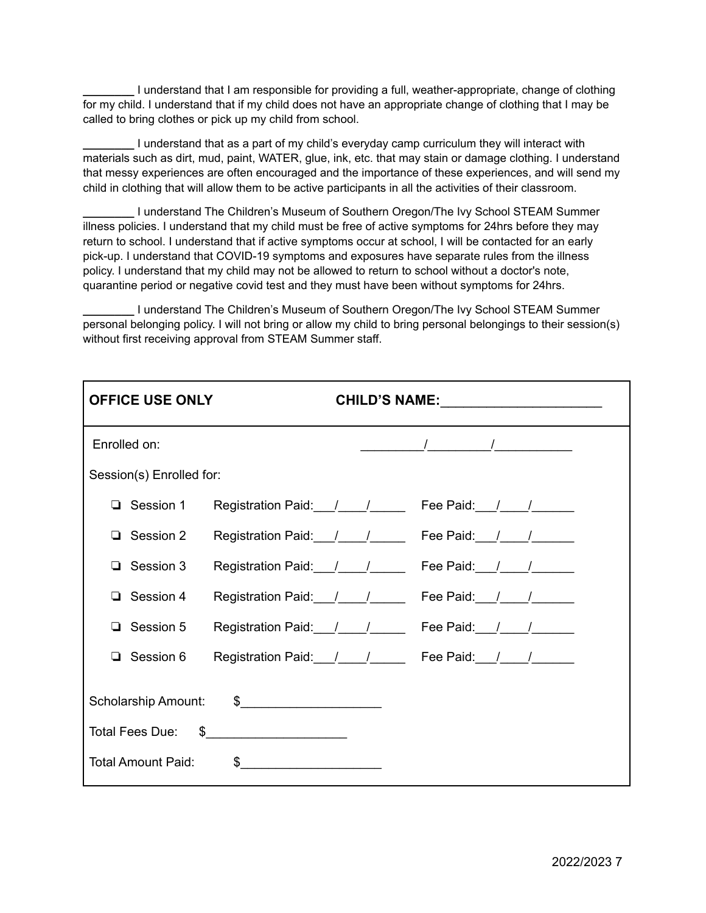________ I understand that I am responsible for providing a full, weather-appropriate, change of clothing for my child. I understand that if my child does not have an appropriate change of clothing that I may be called to bring clothes or pick up my child from school.

________ I understand that as a part of my child's everyday camp curriculum they will interact with materials such as dirt, mud, paint, WATER, glue, ink, etc. that may stain or damage clothing. I understand that messy experiences are often encouraged and the importance of these experiences, and will send my child in clothing that will allow them to be active participants in all the activities of their classroom.

________ I understand The Children's Museum of Southern Oregon/The Ivy School STEAM Summer illness policies. I understand that my child must be free of active symptoms for 24hrs before they may return to school. I understand that if active symptoms occur at school, I will be contacted for an early pick-up. I understand that COVID-19 symptoms and exposures have separate rules from the illness policy. I understand that my child may not be allowed to return to school without a doctor's note, quarantine period or negative covid test and they must have been without symptoms for 24hrs.

________ I understand The Children's Museum of Southern Oregon/The Ivy School STEAM Summer personal belonging policy. I will not bring or allow my child to bring personal belongings to their session(s) without first receiving approval from STEAM Summer staff.

**OFFICE USE ONLY** **CHILD'S NAME:**_____________________

Enrolled on: _________/_________/___________

Session(s) Enrolled for:

- ❏ Session 1 Registration Paid:___/____/_____ Fee Paid:___/____/______
- ❏ Session 2 Registration Paid:___/____/_____ Fee Paid:___/____/______
- ❏ Session 3 Registration Paid:___/____/_____ Fee Paid:___/____/______
- ❏ Session 4 Registration Paid:___/____/_____ Fee Paid:___/____/______
- ❏ Session 5 Registration Paid:___/____/_____ Fee Paid:___/____/______
- ❏ Session 6 Registration Paid:___/____/_____ Fee Paid:___/____/______

Scholarship Amount: $___________________

Total Fees Due: $___________________

Total Amount Paid: $___________________